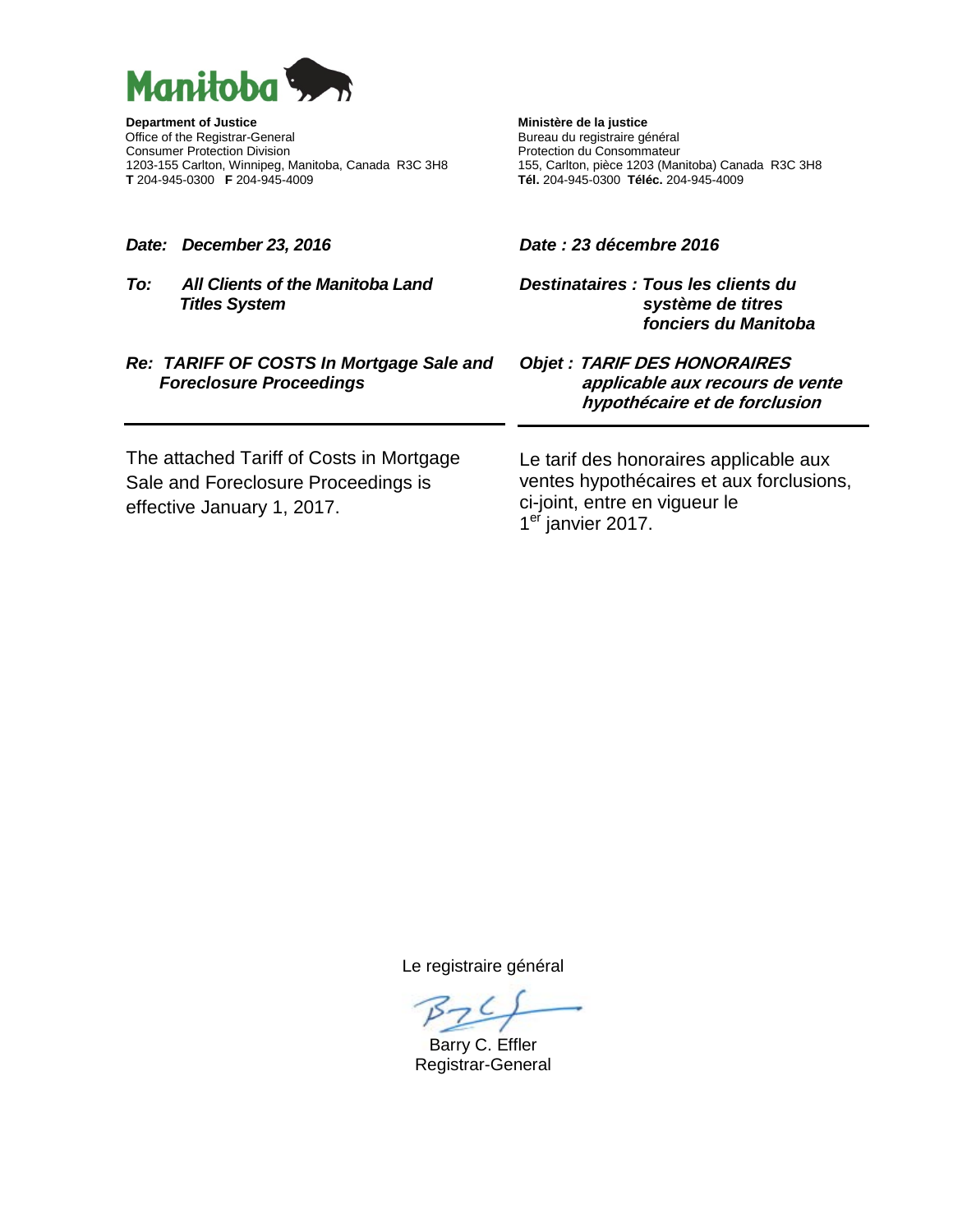Manitoba

**Department of Justice**
Office of the Registrar-General
Consumer Protection Division
1203-155 Carlton, Winnipeg, Manitoba, Canada R3C 3H8
**T** 204-945-0300 **F** 204-945-4009

**Ministère de la justice**
Bureau du registraire général
Protection du Consommateur
155, Carlton, pièce 1203 (Manitoba) Canada R3C 3H8
**Tél.** 204-945-0300 **Téléc.** 204-945-4009

***Date: December 23, 2016***

***To: All Clients of the Manitoba Land Titles System***

***Re: TARIFF OF COSTS In Mortgage Sale and Foreclosure Proceedings***

---

The attached Tariff of Costs in Mortgage Sale and Foreclosure Proceedings is effective January 1, 2017.

***Date : 23 décembre 2016***

***Destinataires : Tous les clients du système de titres fonciers du Manitoba***

***Objet : TARIF DES HONORAIRES applicable aux recours de vente hypothécaire et de forclusion***

---

Le tarif des honoraires applicable aux ventes hypothécaires et aux forclusions, ci-joint, entre en vigueur le 1er janvier 2017.

Le registraire général

Barry C. Effler
Registrar-General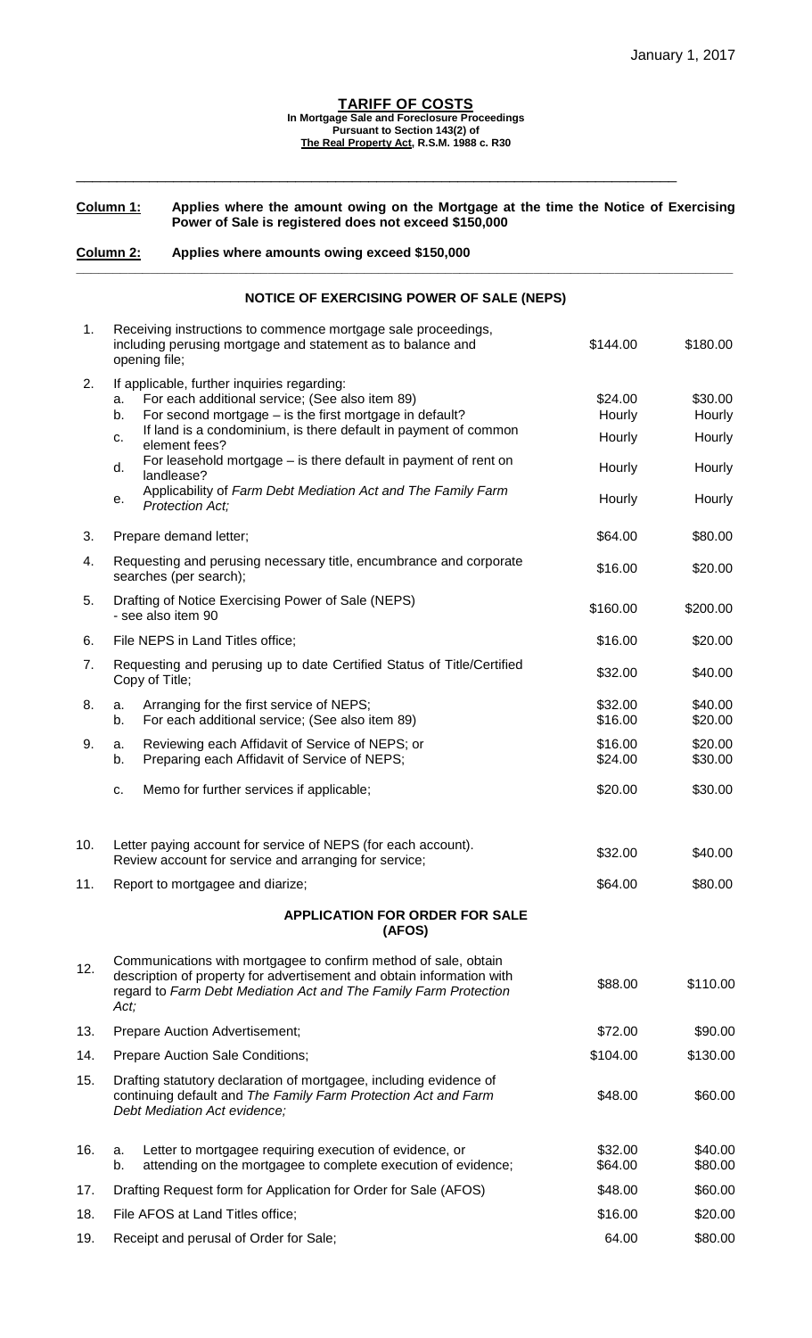January 1, 2017

# TARIFF OF COSTS

**In Mortgage Sale and Foreclosure Proceedings**
**Pursuant to Section 143(2) of**
**The Real Property Act, R.S.M. 1988 c. R30**

**Column 1:** **Applies where the amount owing on the Mortgage at the time the Notice of Exercising Power of Sale is registered does not exceed $150,000**

**Column 2:** **Applies where amounts owing exceed $150,000**

## NOTICE OF EXERCISING POWER OF SALE (NEPS)

| | | Column 1 | Column 2 |
|---|---|---|---|
| 1. | Receiving instructions to commence mortgage sale proceedings, including perusing mortgage and statement as to balance and opening file; | $144.00 | $180.00 |
| 2. | If applicable, further inquiries regarding: | | |
| | a. For each additional service; (See also item 89) | $24.00 | $30.00 |
| | b. For second mortgage – is the first mortgage in default? | Hourly | Hourly |
| | c. If land is a condominium, is there default in payment of common element fees? | Hourly | Hourly |
| | d. For leasehold mortgage – is there default in payment of rent on landlease? | Hourly | Hourly |
| | e. Applicability of *Farm Debt Mediation Act and The Family Farm Protection Act;* | Hourly | Hourly |
| 3. | Prepare demand letter; | $64.00 | $80.00 |
| 4. | Requesting and perusing necessary title, encumbrance and corporate searches (per search); | $16.00 | $20.00 |
| 5. | Drafting of Notice Exercising Power of Sale (NEPS) - see also item 90 | $160.00 | $200.00 |
| 6. | File NEPS in Land Titles office; | $16.00 | $20.00 |
| 7. | Requesting and perusing up to date Certified Status of Title/Certified Copy of Title; | $32.00 | $40.00 |
| 8. | a. Arranging for the first service of NEPS; | $32.00 | $40.00 |
| | b. For each additional service; (See also item 89) | $16.00 | $20.00 |
| 9. | a. Reviewing each Affidavit of Service of NEPS; or | $16.00 | $20.00 |
| | b. Preparing each Affidavit of Service of NEPS; | $24.00 | $30.00 |
| | c. Memo for further services if applicable; | $20.00 | $30.00 |
| 10. | Letter paying account for service of NEPS (for each account). Review account for service and arranging for service; | $32.00 | $40.00 |
| 11. | Report to mortgagee and diarize; | $64.00 | $80.00 |

## APPLICATION FOR ORDER FOR SALE (AFOS)

| | | Column 1 | Column 2 |
|---|---|---|---|
| 12. | Communications with mortgagee to confirm method of sale, obtain description of property for advertisement and obtain information with regard to *Farm Debt Mediation Act and The Family Farm Protection Act;* | $88.00 | $110.00 |
| 13. | Prepare Auction Advertisement; | $72.00 | $90.00 |
| 14. | Prepare Auction Sale Conditions; | $104.00 | $130.00 |
| 15. | Drafting statutory declaration of mortgagee, including evidence of continuing default and *The Family Farm Protection Act and Farm Debt Mediation Act evidence;* | $48.00 | $60.00 |
| 16. | a. Letter to mortgagee requiring execution of evidence, or | $32.00 | $40.00 |
| | b. attending on the mortgagee to complete execution of evidence; | $64.00 | $80.00 |
| 17. | Drafting Request form for Application for Order for Sale (AFOS) | $48.00 | $60.00 |
| 18. | File AFOS at Land Titles office; | $16.00 | $20.00 |
| 19. | Receipt and perusal of Order for Sale; | 64.00 | $80.00 |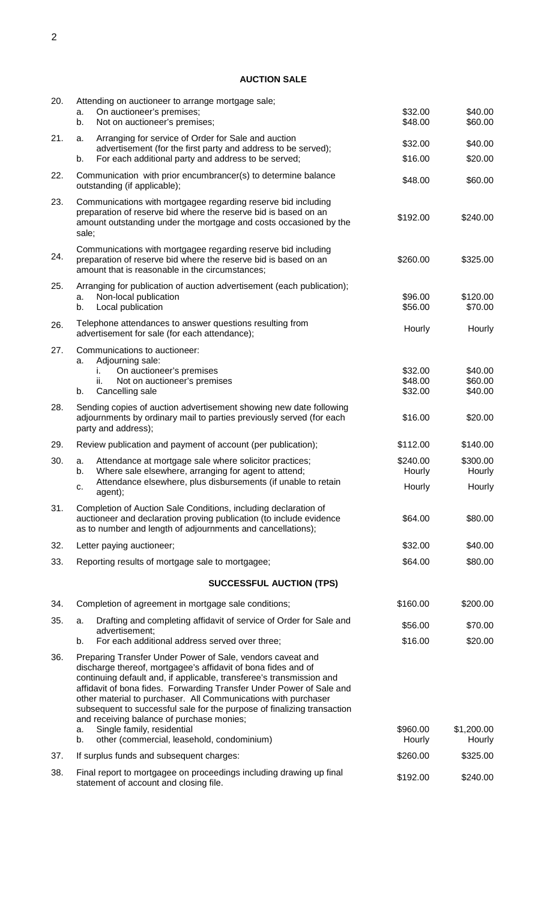## AUCTION SALE

| No. | Item | | |
|---|---|---|---|
| 20. | Attending on auctioneer to arrange mortgage sale; | | |
| | a. On auctioneer's premises; | $32.00 | $40.00 |
| | b. Not on auctioneer's premises; | $48.00 | $60.00 |
| 21. | a. Arranging for service of Order for Sale and auction advertisement (for the first party and address to be served); | $32.00 | $40.00 |
| | b. For each additional party and address to be served; | $16.00 | $20.00 |
| 22. | Communication with prior encumbrancer(s) to determine balance outstanding (if applicable); | $48.00 | $60.00 |
| 23. | Communications with mortgagee regarding reserve bid including preparation of reserve bid where the reserve bid is based on an amount outstanding under the mortgage and costs occasioned by the sale; | $192.00 | $240.00 |
| 24. | Communications with mortgagee regarding reserve bid including preparation of reserve bid where the reserve bid is based on an amount that is reasonable in the circumstances; | $260.00 | $325.00 |
| 25. | Arranging for publication of auction advertisement (each publication); | | |
| | a. Non-local publication | $96.00 | $120.00 |
| | b. Local publication | $56.00 | $70.00 |
| 26. | Telephone attendances to answer questions resulting from advertisement for sale (for each attendance); | Hourly | Hourly |
| 27. | Communications to auctioneer: | | |
| | a. Adjourning sale: | | |
| | i. On auctioneer's premises | $32.00 | $40.00 |
| | ii. Not on auctioneer's premises | $48.00 | $60.00 |
| | b. Cancelling sale | $32.00 | $40.00 |
| 28. | Sending copies of auction advertisement showing new date following adjournments by ordinary mail to parties previously served (for each party and address); | $16.00 | $20.00 |
| 29. | Review publication and payment of account (per publication); | $112.00 | $140.00 |
| 30. | a. Attendance at mortgage sale where solicitor practices; | $240.00 | $300.00 |
| | b. Where sale elsewhere, arranging for agent to attend; | Hourly | Hourly |
| | c. Attendance elsewhere, plus disbursements (if unable to retain agent); | Hourly | Hourly |
| 31. | Completion of Auction Sale Conditions, including declaration of auctioneer and declaration proving publication (to include evidence as to number and length of adjournments and cancellations); | $64.00 | $80.00 |
| 32. | Letter paying auctioneer; | $32.00 | $40.00 |
| 33. | Reporting results of mortgage sale to mortgagee; | $64.00 | $80.00 |

## SUCCESSFUL AUCTION (TPS)

| No. | Item | | |
|---|---|---|---|
| 34. | Completion of agreement in mortgage sale conditions; | $160.00 | $200.00 |
| 35. | a. Drafting and completing affidavit of service of Order for Sale and advertisement; | $56.00 | $70.00 |
| | b. For each additional address served over three; | $16.00 | $20.00 |
| 36. | Preparing Transfer Under Power of Sale, vendors caveat and discharge thereof, mortgagee's affidavit of bona fides and of continuing default and, if applicable, transferee's transmission and affidavit of bona fides. Forwarding Transfer Under Power of Sale and other material to purchaser. All Communications with purchaser subsequent to successful sale for the purpose of finalizing transaction and receiving balance of purchase monies; | | |
| | a. Single family, residential | $960.00 | $1,200.00 |
| | b. other (commercial, leasehold, condominium) | Hourly | Hourly |
| 37. | If surplus funds and subsequent charges: | $260.00 | $325.00 |
| 38. | Final report to mortgagee on proceedings including drawing up final statement of account and closing file. | $192.00 | $240.00 |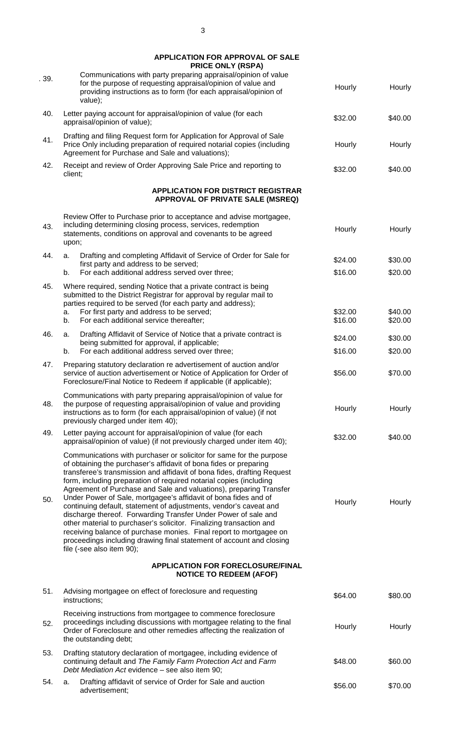| No. | Item | | |
|---|---|---|---|
| | **APPLICATION FOR APPROVAL OF SALE PRICE ONLY (RSPA)** | | |
| . 39. | Communications with party preparing appraisal/opinion of value for the purpose of requesting appraisal/opinion of value and providing instructions as to form (for each appraisal/opinion of value); | Hourly | Hourly |
| 40. | Letter paying account for appraisal/opinion of value (for each appraisal/opinion of value); | $32.00 | $40.00 |
| 41. | Drafting and filing Request form for Application for Approval of Sale Price Only including preparation of required notarial copies (including Agreement for Purchase and Sale and valuations); | Hourly | Hourly |
| 42. | Receipt and review of Order Approving Sale Price and reporting to client; | $32.00 | $40.00 |
| | **APPLICATION FOR DISTRICT REGISTRAR APPROVAL OF PRIVATE SALE (MSREQ)** | | |
| 43. | Review Offer to Purchase prior to acceptance and advise mortgagee, including determining closing process, services, redemption statements, conditions on approval and covenants to be agreed upon; | Hourly | Hourly |
| 44. | a. Drafting and completing Affidavit of Service of Order for Sale for first party and address to be served; | $24.00 | $30.00 |
| | b. For each additional address served over three; | $16.00 | $20.00 |
| 45. | Where required, sending Notice that a private contract is being submitted to the District Registrar for approval by regular mail to parties required to be served (for each party and address); | | |
| | a. For first party and address to be served; | $32.00 | $40.00 |
| | b. For each additional service thereafter; | $16.00 | $20.00 |
| 46. | a. Drafting Affidavit of Service of Notice that a private contract is being submitted for approval, if applicable; | $24.00 | $30.00 |
| | b. For each additional address served over three; | $16.00 | $20.00 |
| 47. | Preparing statutory declaration re advertisement of auction and/or service of auction advertisement or Notice of Application for Order of Foreclosure/Final Notice to Redeem if applicable (if applicable); | $56.00 | $70.00 |
| 48. | Communications with party preparing appraisal/opinion of value for the purpose of requesting appraisal/opinion of value and providing instructions as to form (for each appraisal/opinion of value) (if not previously charged under item 40); | Hourly | Hourly |
| 49. | Letter paying account for appraisal/opinion of value (for each appraisal/opinion of value) (if not previously charged under item 40); | $32.00 | $40.00 |
| 50. | Communications with purchaser or solicitor for same for the purpose of obtaining the purchaser's affidavit of bona fides or preparing transferee's transmission and affidavit of bona fides, drafting Request form, including preparation of required notarial copies (including Agreement of Purchase and Sale and valuations), preparing Transfer Under Power of Sale, mortgagee's affidavit of bona fides and of continuing default, statement of adjustments, vendor's caveat and discharge thereof. Forwarding Transfer Under Power of sale and other material to purchaser's solicitor. Finalizing transaction and receiving balance of purchase monies. Final report to mortgagee on proceedings including drawing final statement of account and closing file (-see also item 90); | Hourly | Hourly |
| | **APPLICATION FOR FORECLOSURE/FINAL NOTICE TO REDEEM (AFOF)** | | |
| 51. | Advising mortgagee on effect of foreclosure and requesting instructions; | $64.00 | $80.00 |
| 52. | Receiving instructions from mortgagee to commence foreclosure proceedings including discussions with mortgagee relating to the final Order of Foreclosure and other remedies affecting the realization of the outstanding debt; | Hourly | Hourly |
| 53. | Drafting statutory declaration of mortgagee, including evidence of continuing default and *The Family Farm Protection Act* and *Farm Debt Mediation Act* evidence – see also item 90; | $48.00 | $60.00 |
| 54. | a. Drafting affidavit of service of Order for Sale and auction advertisement; | $56.00 | $70.00 |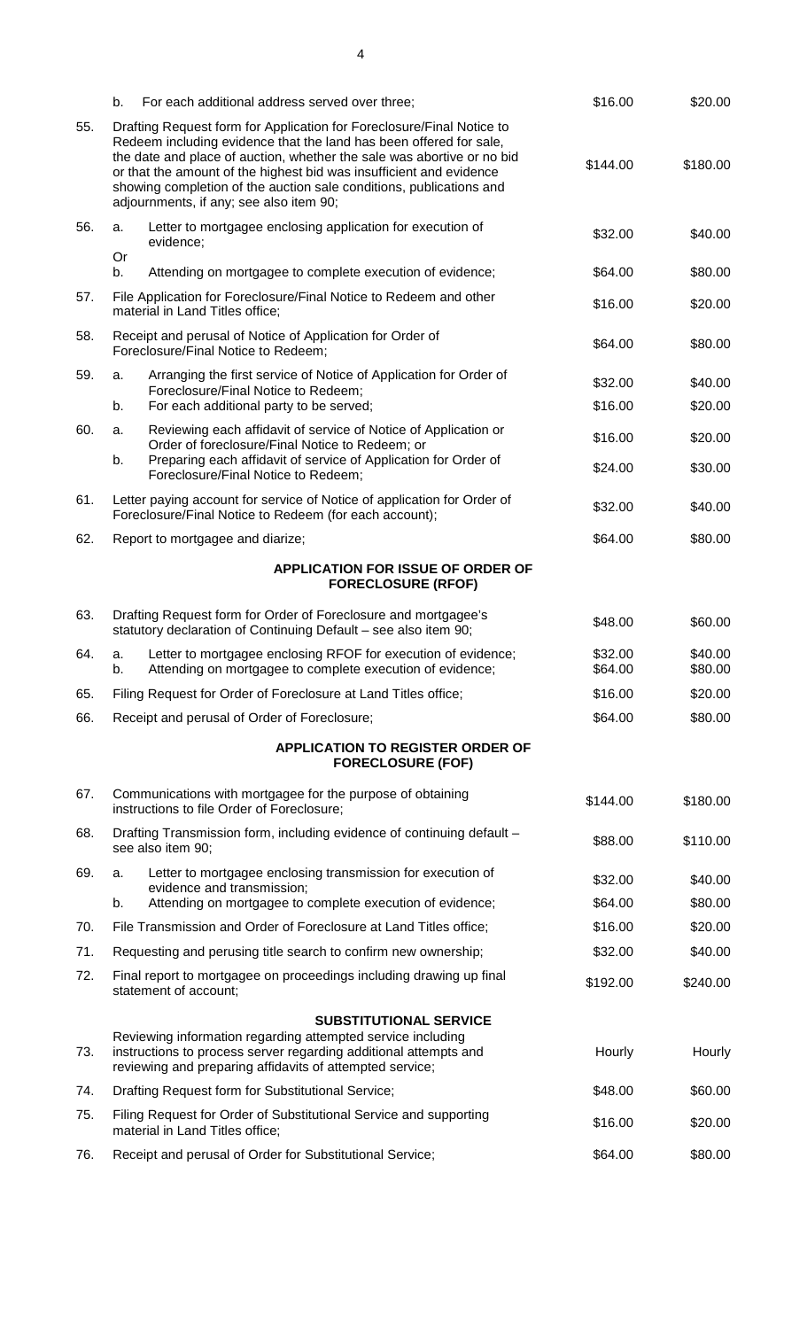| | | | | |
|---|---|---|---|---|
| | b. | For each additional address served over three; | $16.00 | $20.00 |
| 55. | | Drafting Request form for Application for Foreclosure/Final Notice to Redeem including evidence that the land has been offered for sale, the date and place of auction, whether the sale was abortive or no bid or that the amount of the highest bid was insufficient and evidence showing completion of the auction sale conditions, publications and adjournments, if any; see also item 90; | $144.00 | $180.00 |
| 56. | a. | Letter to mortgagee enclosing application for execution of evidence; | $32.00 | $40.00 |
| | Or b. | Attending on mortgagee to complete execution of evidence; | $64.00 | $80.00 |
| 57. | | File Application for Foreclosure/Final Notice to Redeem and other material in Land Titles office; | $16.00 | $20.00 |
| 58. | | Receipt and perusal of Notice of Application for Order of Foreclosure/Final Notice to Redeem; | $64.00 | $80.00 |
| 59. | a. | Arranging the first service of Notice of Application for Order of Foreclosure/Final Notice to Redeem; | $32.00 | $40.00 |
| | b. | For each additional party to be served; | $16.00 | $20.00 |
| 60. | a. | Reviewing each affidavit of service of Notice of Application or Order of foreclosure/Final Notice to Redeem; or | $16.00 | $20.00 |
| | b. | Preparing each affidavit of service of Application for Order of Foreclosure/Final Notice to Redeem; | $24.00 | $30.00 |
| 61. | | Letter paying account for service of Notice of application for Order of Foreclosure/Final Notice to Redeem (for each account); | $32.00 | $40.00 |
| 62. | | Report to mortgagee and diarize; | $64.00 | $80.00 |
| | | **APPLICATION FOR ISSUE OF ORDER OF FORECLOSURE (RFOF)** | | |
| 63. | | Drafting Request form for Order of Foreclosure and mortgagee's statutory declaration of Continuing Default – see also item 90; | $48.00 | $60.00 |
| 64. | a. | Letter to mortgagee enclosing RFOF for execution of evidence; | $32.00 | $40.00 |
| | b. | Attending on mortgagee to complete execution of evidence; | $64.00 | $80.00 |
| 65. | | Filing Request for Order of Foreclosure at Land Titles office; | $16.00 | $20.00 |
| 66. | | Receipt and perusal of Order of Foreclosure; | $64.00 | $80.00 |
| | | **APPLICATION TO REGISTER ORDER OF FORECLOSURE (FOF)** | | |
| 67. | | Communications with mortgagee for the purpose of obtaining instructions to file Order of Foreclosure; | $144.00 | $180.00 |
| 68. | | Drafting Transmission form, including evidence of continuing default – see also item 90; | $88.00 | $110.00 |
| 69. | a. | Letter to mortgagee enclosing transmission for execution of evidence and transmission; | $32.00 | $40.00 |
| | b. | Attending on mortgagee to complete execution of evidence; | $64.00 | $80.00 |
| 70. | | File Transmission and Order of Foreclosure at Land Titles office; | $16.00 | $20.00 |
| 71. | | Requesting and perusing title search to confirm new ownership; | $32.00 | $40.00 |
| 72. | | Final report to mortgagee on proceedings including drawing up final statement of account; | $192.00 | $240.00 |
| | | **SUBSTITUTIONAL SERVICE** | | |
| 73. | | Reviewing information regarding attempted service including instructions to process server regarding additional attempts and reviewing and preparing affidavits of attempted service; | Hourly | Hourly |
| 74. | | Drafting Request form for Substitutional Service; | $48.00 | $60.00 |
| 75. | | Filing Request for Order of Substitutional Service and supporting material in Land Titles office; | $16.00 | $20.00 |
| 76. | | Receipt and perusal of Order for Substitutional Service; | $64.00 | $80.00 |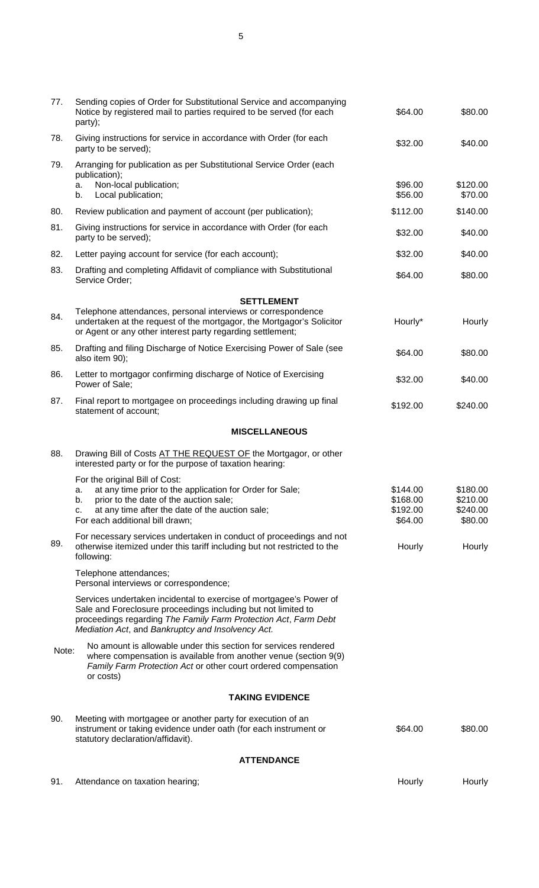| | | | |
|---|---|---|---|
| 77. | Sending copies of Order for Substitutional Service and accompanying Notice by registered mail to parties required to be served (for each party); | $64.00 | $80.00 |
| 78. | Giving instructions for service in accordance with Order (for each party to be served); | $32.00 | $40.00 |
| 79. | Arranging for publication as per Substitutional Service Order (each publication); | | |
| | a. Non-local publication; | $96.00 | $120.00 |
| | b. Local publication; | $56.00 | $70.00 |
| 80. | Review publication and payment of account (per publication); | $112.00 | $140.00 |
| 81. | Giving instructions for service in accordance with Order (for each party to be served); | $32.00 | $40.00 |
| 82. | Letter paying account for service (for each account); | $32.00 | $40.00 |
| 83. | Drafting and completing Affidavit of compliance with Substitutional Service Order; | $64.00 | $80.00 |
| | **SETTLEMENT** | | |
| 84. | Telephone attendances, personal interviews or correspondence undertaken at the request of the mortgagor, the Mortgagor's Solicitor or Agent or any other interest party regarding settlement; | Hourly* | Hourly |
| 85. | Drafting and filing Discharge of Notice Exercising Power of Sale (see also item 90); | $64.00 | $80.00 |
| 86. | Letter to mortgagor confirming discharge of Notice of Exercising Power of Sale; | $32.00 | $40.00 |
| 87. | Final report to mortgagee on proceedings including drawing up final statement of account; | $192.00 | $240.00 |
| | **MISCELLANEOUS** | | |
| 88. | Drawing Bill of Costs <u>AT THE REQUEST OF</u> the Mortgagor, or other interested party or for the purpose of taxation hearing: | | |
| | For the original Bill of Cost: | | |
| | a. at any time prior to the application for Order for Sale; | $144.00 | $180.00 |
| | b. prior to the date of the auction sale; | $168.00 | $210.00 |
| | c. at any time after the date of the auction sale; | $192.00 | $240.00 |
| | For each additional bill drawn; | $64.00 | $80.00 |
| 89. | For necessary services undertaken in conduct of proceedings and not otherwise itemized under this tariff including but not restricted to the following: | Hourly | Hourly |
| | Telephone attendances;<br>Personal interviews or correspondence; | | |
| | Services undertaken incidental to exercise of mortgagee's Power of Sale and Foreclosure proceedings including but not limited to proceedings regarding *The Family Farm Protection Act*, *Farm Debt Mediation Act*, and *Bankruptcy and Insolvency Act.* | | |
| Note: | No amount is allowable under this section for services rendered where compensation is available from another venue (section 9(9) *Family Farm Protection Act* or other court ordered compensation or costs) | | |
| | **TAKING EVIDENCE** | | |
| 90. | Meeting with mortgagee or another party for execution of an instrument or taking evidence under oath (for each instrument or statutory declaration/affidavit). | $64.00 | $80.00 |
| | **ATTENDANCE** | | |
| 91. | Attendance on taxation hearing; | Hourly | Hourly |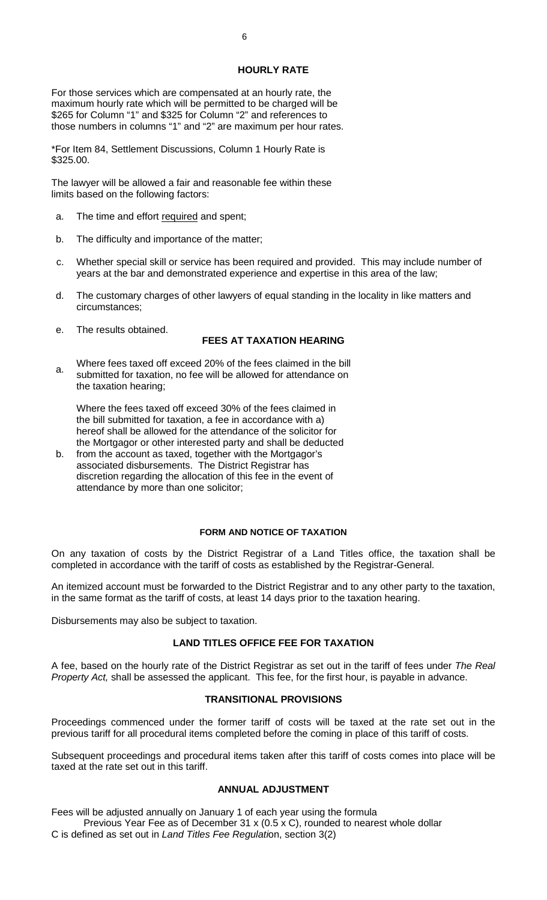## HOURLY RATE

For those services which are compensated at an hourly rate, the maximum hourly rate which will be permitted to be charged will be $265 for Column "1" and $325 for Column "2" and references to those numbers in columns "1" and "2" are maximum per hour rates.

*For Item 84, Settlement Discussions, Column 1 Hourly Rate is $325.00.

The lawyer will be allowed a fair and reasonable fee within these limits based on the following factors:

a. The time and effort required and spent;

b. The difficulty and importance of the matter;

c. Whether special skill or service has been required and provided. This may include number of years at the bar and demonstrated experience and expertise in this area of the law;

d. The customary charges of other lawyers of equal standing in the locality in like matters and circumstances;

e. The results obtained.

## FEES AT TAXATION HEARING

a. Where fees taxed off exceed 20% of the fees claimed in the bill submitted for taxation, no fee will be allowed for attendance on the taxation hearing;

b. Where the fees taxed off exceed 30% of the fees claimed in the bill submitted for taxation, a fee in accordance with a) hereof shall be allowed for the attendance of the solicitor for the Mortgagor or other interested party and shall be deducted from the account as taxed, together with the Mortgagor's associated disbursements. The District Registrar has discretion regarding the allocation of this fee in the event of attendance by more than one solicitor;

## FORM AND NOTICE OF TAXATION

On any taxation of costs by the District Registrar of a Land Titles office, the taxation shall be completed in accordance with the tariff of costs as established by the Registrar-General.

An itemized account must be forwarded to the District Registrar and to any other party to the taxation, in the same format as the tariff of costs, at least 14 days prior to the taxation hearing.

Disbursements may also be subject to taxation.

## LAND TITLES OFFICE FEE FOR TAXATION

A fee, based on the hourly rate of the District Registrar as set out in the tariff of fees under *The Real Property Act,* shall be assessed the applicant. This fee, for the first hour, is payable in advance.

## TRANSITIONAL PROVISIONS

Proceedings commenced under the former tariff of costs will be taxed at the rate set out in the previous tariff for all procedural items completed before the coming in place of this tariff of costs.

Subsequent proceedings and procedural items taken after this tariff of costs comes into place will be taxed at the rate set out in this tariff.

## ANNUAL ADJUSTMENT

Fees will be adjusted annually on January 1 of each year using the formula

Previous Year Fee as of December 31 x (0.5 x C), rounded to nearest whole dollar

C is defined as set out in *Land Titles Fee Regulation*, section 3(2)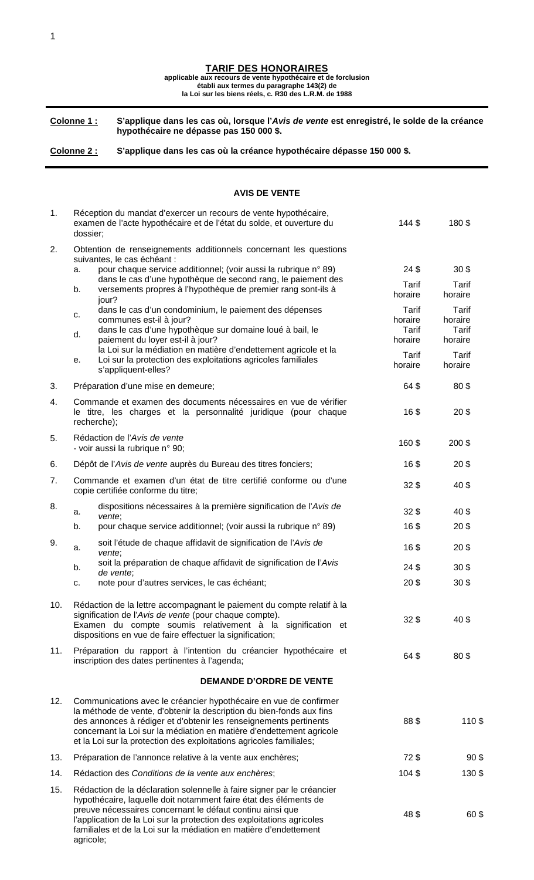**TARIF DES HONORAIRES**
**applicable aux recours de vente hypothécaire et de forclusion établi aux termes du paragraphe 143(2) de la Loi sur les biens réels, c. R30 des L.R.M. de 1988**

**Colonne 1 :** **S'applique dans les cas où, lorsque l'*Avis de vente* est enregistré, le solde de la créance hypothécaire ne dépasse pas 150 000 $.**

**Colonne 2 :** **S'applique dans les cas où la créance hypothécaire dépasse 150 000 $.**

**AVIS DE VENTE**

| | | Colonne 1 | Colonne 2 |
|---|---|---|---|
| 1. | Réception du mandat d'exercer un recours de vente hypothécaire, examen de l'acte hypothécaire et de l'état du solde, et ouverture du dossier; | 144 $ | 180 $ |
| 2. | Obtention de renseignements additionnels concernant les questions suivantes, le cas échéant : | | |
| | a. pour chaque service additionnel; (voir aussi la rubrique n° 89) | 24 $ | 30 $ |
| | b. dans le cas d'une hypothèque de second rang, le paiement des versements propres à l'hypothèque de premier rang sont-ils à jour? | Tarif horaire | Tarif horaire |
| | c. dans le cas d'un condominium, le paiement des dépenses communes est-il à jour? | Tarif horaire | Tarif horaire |
| | d. dans le cas d'une hypothèque sur domaine loué à bail, le paiement du loyer est-il à jour? | Tarif horaire | Tarif horaire |
| | e. la Loi sur la médiation en matière d'endettement agricole et la Loi sur la protection des exploitations agricoles familiales s'appliquent-elles? | Tarif horaire | Tarif horaire |
| 3. | Préparation d'une mise en demeure; | 64 $ | 80 $ |
| 4. | Commande et examen des documents nécessaires en vue de vérifier le titre, les charges et la personnalité juridique (pour chaque recherche); | 16 $ | 20 $ |
| 5. | Rédaction de l'*Avis de vente* - voir aussi la rubrique n° 90; | 160 $ | 200 $ |
| 6. | Dépôt de l'*Avis de vente* auprès du Bureau des titres fonciers; | 16 $ | 20 $ |
| 7. | Commande et examen d'un état de titre certifié conforme ou d'une copie certifiée conforme du titre; | 32 $ | 40 $ |
| 8. | a. dispositions nécessaires à la première signification de l'*Avis de vente*; | 32 $ | 40 $ |
| | b. pour chaque service additionnel; (voir aussi la rubrique n° 89) | 16 $ | 20 $ |
| 9. | a. soit l'étude de chaque affidavit de signification de l'*Avis de vente*; | 16 $ | 20 $ |
| | b. soit la préparation de chaque affidavit de signification de l'*Avis de vente*; | 24 $ | 30 $ |
| | c. note pour d'autres services, le cas échéant; | 20 $ | 30 $ |
| 10. | Rédaction de la lettre accompagnant le paiement du compte relatif à la signification de l'*Avis de vente* (pour chaque compte). Examen du compte soumis relativement à la signification et dispositions en vue de faire effectuer la signification; | 32 $ | 40 $ |
| 11. | Préparation du rapport à l'intention du créancier hypothécaire et inscription des dates pertinentes à l'agenda; | 64 $ | 80 $ |

**DEMANDE D'ORDRE DE VENTE**

| | | Colonne 1 | Colonne 2 |
|---|---|---|---|
| 12. | Communications avec le créancier hypothécaire en vue de confirmer la méthode de vente, d'obtenir la description du bien-fonds aux fins des annonces à rédiger et d'obtenir les renseignements pertinents concernant la Loi sur la médiation en matière d'endettement agricole et la Loi sur la protection des exploitations agricoles familiales; | 88 $ | 110 $ |
| 13. | Préparation de l'annonce relative à la vente aux enchères; | 72 $ | 90 $ |
| 14. | Rédaction des *Conditions de la vente aux enchères*; | 104 $ | 130 $ |
| 15. | Rédaction de la déclaration solennelle à faire signer par le créancier hypothécaire, laquelle doit notamment faire état des éléments de preuve nécessaires concernant le défaut continu ainsi que l'application de la Loi sur la protection des exploitations agricoles familiales et de la Loi sur la médiation en matière d'endettement agricole; | 48 $ | 60 $ |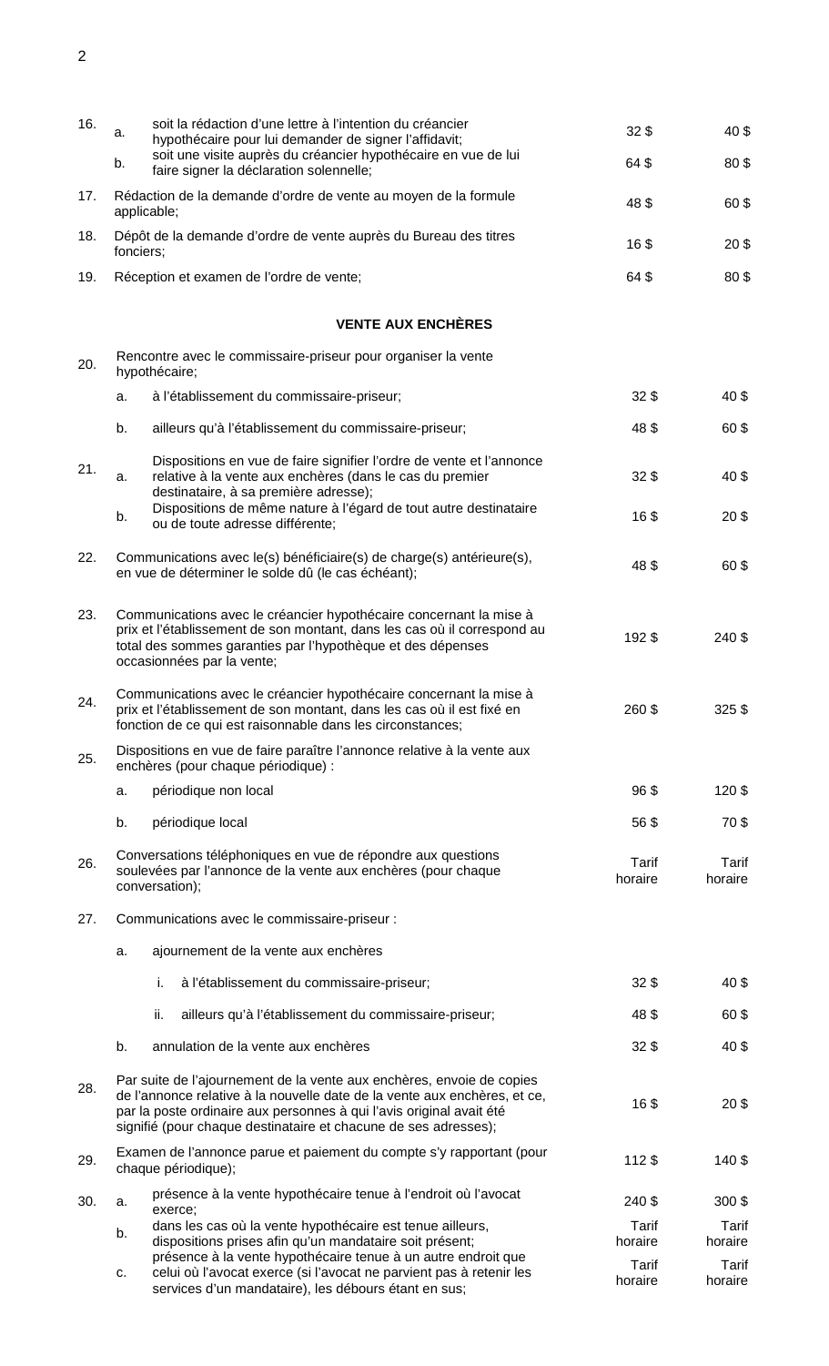| | | | | |
|---|---|---|---|---|
| 16. | a. | soit la rédaction d'une lettre à l'intention du créancier hypothécaire pour lui demander de signer l'affidavit; | 32 $ | 40 $ |
| | b. | soit une visite auprès du créancier hypothécaire en vue de lui faire signer la déclaration solennelle; | 64 $ | 80 $ |
| 17. | | Rédaction de la demande d'ordre de vente au moyen de la formule applicable; | 48 $ | 60 $ |
| 18. | | Dépôt de la demande d'ordre de vente auprès du Bureau des titres fonciers; | 16 $ | 20 $ |
| 19. | | Réception et examen de l'ordre de vente; | 64 $ | 80 $ |

**VENTE AUX ENCHÈRES**

| | | | | |
|---|---|---|---|---|
| 20. | | Rencontre avec le commissaire-priseur pour organiser la vente hypothécaire; | | |
| | a. | à l'établissement du commissaire-priseur; | 32 $ | 40 $ |
| | b. | ailleurs qu'à l'établissement du commissaire-priseur; | 48 $ | 60 $ |
| 21. | a. | Dispositions en vue de faire signifier l'ordre de vente et l'annonce relative à la vente aux enchères (dans le cas du premier destinataire, à sa première adresse); | 32 $ | 40 $ |
| | b. | Dispositions de même nature à l'égard de tout autre destinataire ou de toute adresse différente; | 16 $ | 20 $ |
| 22. | | Communications avec le(s) bénéficiaire(s) de charge(s) antérieure(s), en vue de déterminer le solde dû (le cas échéant); | 48 $ | 60 $ |
| 23. | | Communications avec le créancier hypothécaire concernant la mise à prix et l'établissement de son montant, dans les cas où il correspond au total des sommes garanties par l'hypothèque et des dépenses occasionnées par la vente; | 192 $ | 240 $ |
| 24. | | Communications avec le créancier hypothécaire concernant la mise à prix et l'établissement de son montant, dans les cas où il est fixé en fonction de ce qui est raisonnable dans les circonstances; | 260 $ | 325 $ |
| 25. | | Dispositions en vue de faire paraître l'annonce relative à la vente aux enchères (pour chaque périodique) : | | |
| | a. | périodique non local | 96 $ | 120 $ |
| | b. | périodique local | 56 $ | 70 $ |
| 26. | | Conversations téléphoniques en vue de répondre aux questions soulevées par l'annonce de la vente aux enchères (pour chaque conversation); | Tarif horaire | Tarif horaire |
| 27. | | Communications avec le commissaire-priseur : | | |
| | a. | ajournement de la vente aux enchères | | |
| | | i. à l'établissement du commissaire-priseur; | 32 $ | 40 $ |
| | | ii. ailleurs qu'à l'établissement du commissaire-priseur; | 48 $ | 60 $ |
| | b. | annulation de la vente aux enchères | 32 $ | 40 $ |
| 28. | | Par suite de l'ajournement de la vente aux enchères, envoie de copies de l'annonce relative à la nouvelle date de la vente aux enchères, et ce, par la poste ordinaire aux personnes à qui l'avis original avait été signifié (pour chaque destinataire et chacune de ses adresses); | 16 $ | 20 $ |
| 29. | | Examen de l'annonce parue et paiement du compte s'y rapportant (pour chaque périodique); | 112 $ | 140 $ |
| 30. | a. | présence à la vente hypothécaire tenue à l'endroit où l'avocat exerce; | 240 $ | 300 $ |
| | b. | dans les cas où la vente hypothécaire est tenue ailleurs, dispositions prises afin qu'un mandataire soit présent; | Tarif horaire | Tarif horaire |
| | c. | présence à la vente hypothécaire tenue à un autre endroit que celui où l'avocat exerce (si l'avocat ne parvient pas à retenir les services d'un mandataire), les débours étant en sus; | Tarif horaire | Tarif horaire |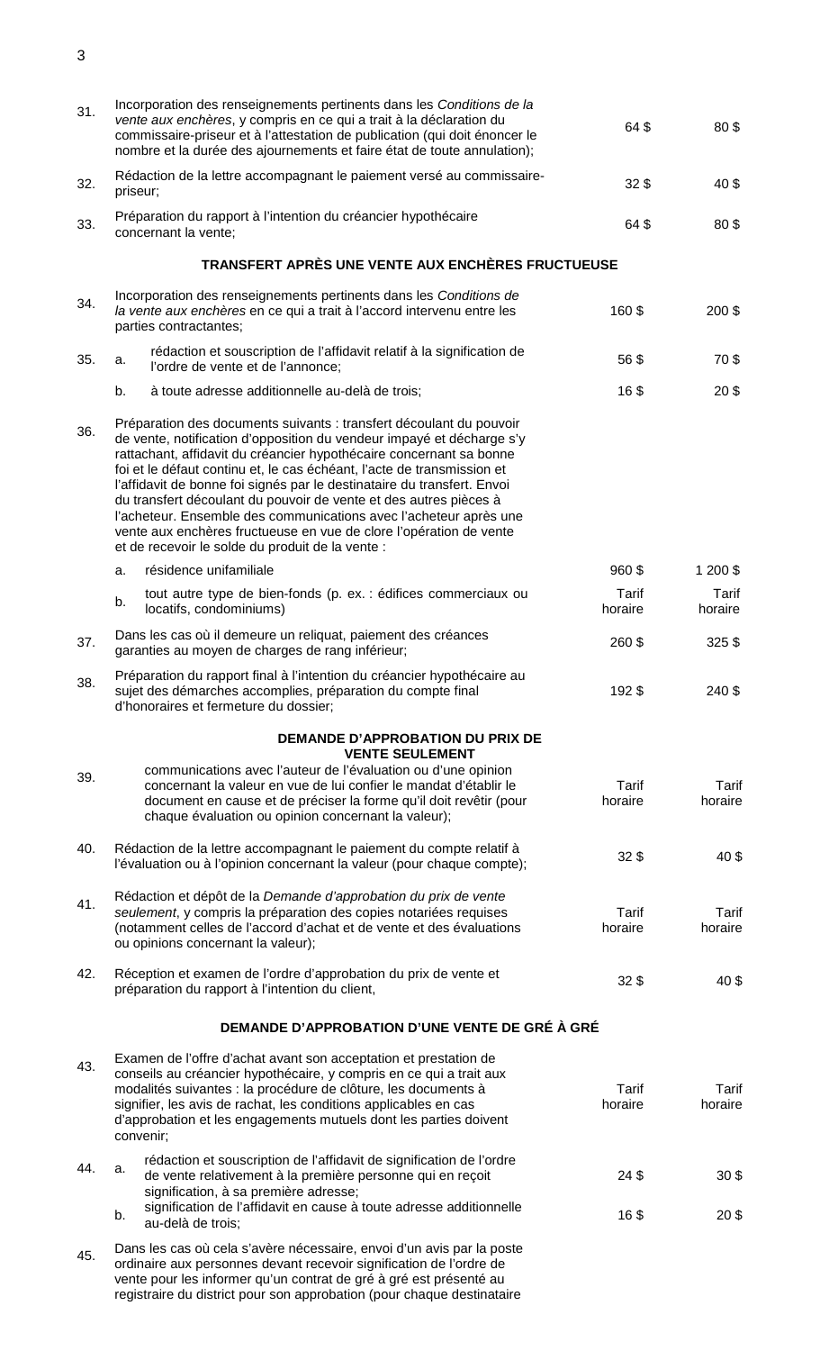| | | | | |
|---|---|---|---|---|
| 31. | | Incorporation des renseignements pertinents dans les *Conditions de la vente aux enchères*, y compris en ce qui a trait à la déclaration du commissaire-priseur et à l'attestation de publication (qui doit énoncer le nombre et la durée des ajournements et faire état de toute annulation); | 64 $ | 80 $ |
| 32. | | Rédaction de la lettre accompagnant le paiement versé au commissaire-priseur; | 32 $ | 40 $ |
| 33. | | Préparation du rapport à l'intention du créancier hypothécaire concernant la vente; | 64 $ | 80 $ |
| | | **TRANSFERT APRÈS UNE VENTE AUX ENCHÈRES FRUCTUEUSE** | | |
| 34. | | Incorporation des renseignements pertinents dans les *Conditions de la vente aux enchères* en ce qui a trait à l'accord intervenu entre les parties contractantes; | 160 $ | 200 $ |
| 35. | a. | rédaction et souscription de l'affidavit relatif à la signification de l'ordre de vente et de l'annonce; | 56 $ | 70 $ |
| | b. | à toute adresse additionnelle au-delà de trois; | 16 $ | 20 $ |
| 36. | | Préparation des documents suivants : transfert découlant du pouvoir de vente, notification d'opposition du vendeur impayé et décharge s'y rattachant, affidavit du créancier hypothécaire concernant sa bonne foi et le défaut continu et, le cas échéant, l'acte de transmission et l'affidavit de bonne foi signés par le destinataire du transfert. Envoi du transfert découlant du pouvoir de vente et des autres pièces à l'acheteur. Ensemble des communications avec l'acheteur après une vente aux enchères fructueuse en vue de clore l'opération de vente et de recevoir le solde du produit de la vente : | | |
| | a. | résidence unifamiliale | 960 $ | 1 200 $ |
| | b. | tout autre type de bien-fonds (p. ex. : édifices commerciaux ou locatifs, condominiums) | Tarif horaire | Tarif horaire |
| 37. | | Dans les cas où il demeure un reliquat, paiement des créances garanties au moyen de charges de rang inférieur; | 260 $ | 325 $ |
| 38. | | Préparation du rapport final à l'intention du créancier hypothécaire au sujet des démarches accomplies, préparation du compte final d'honoraires et fermeture du dossier; | 192 $ | 240 $ |
| | | **DEMANDE D'APPROBATION DU PRIX DE VENTE SEULEMENT** | | |
| 39. | | communications avec l'auteur de l'évaluation ou d'une opinion concernant la valeur en vue de lui confier le mandat d'établir le document en cause et de préciser la forme qu'il doit revêtir (pour chaque évaluation ou opinion concernant la valeur); | Tarif horaire | Tarif horaire |
| 40. | | Rédaction de la lettre accompagnant le paiement du compte relatif à l'évaluation ou à l'opinion concernant la valeur (pour chaque compte); | 32 $ | 40 $ |
| 41. | | Rédaction et dépôt de la *Demande d'approbation du prix de vente seulement*, y compris la préparation des copies notariées requises (notamment celles de l'accord d'achat et de vente et des évaluations ou opinions concernant la valeur); | Tarif horaire | Tarif horaire |
| 42. | | Réception et examen de l'ordre d'approbation du prix de vente et préparation du rapport à l'intention du client, | 32 $ | 40 $ |
| | | **DEMANDE D'APPROBATION D'UNE VENTE DE GRÉ À GRÉ** | | |
| 43. | | Examen de l'offre d'achat avant son acceptation et prestation de conseils au créancier hypothécaire, y compris en ce qui a trait aux modalités suivantes : la procédure de clôture, les documents à signifier, les avis de rachat, les conditions applicables en cas d'approbation et les engagements mutuels dont les parties doivent convenir; | Tarif horaire | Tarif horaire |
| 44. | a. | rédaction et souscription de l'affidavit de signification de l'ordre de vente relativement à la première personne qui en reçoit signification, à sa première adresse; | 24 $ | 30 $ |
| | b. | signification de l'affidavit en cause à toute adresse additionnelle au-delà de trois; | 16 $ | 20 $ |
| 45. | | Dans les cas où cela s'avère nécessaire, envoi d'un avis par la poste ordinaire aux personnes devant recevoir signification de l'ordre de vente pour les informer qu'un contrat de gré à gré est présenté au registraire du district pour son approbation (pour chaque destinataire | | |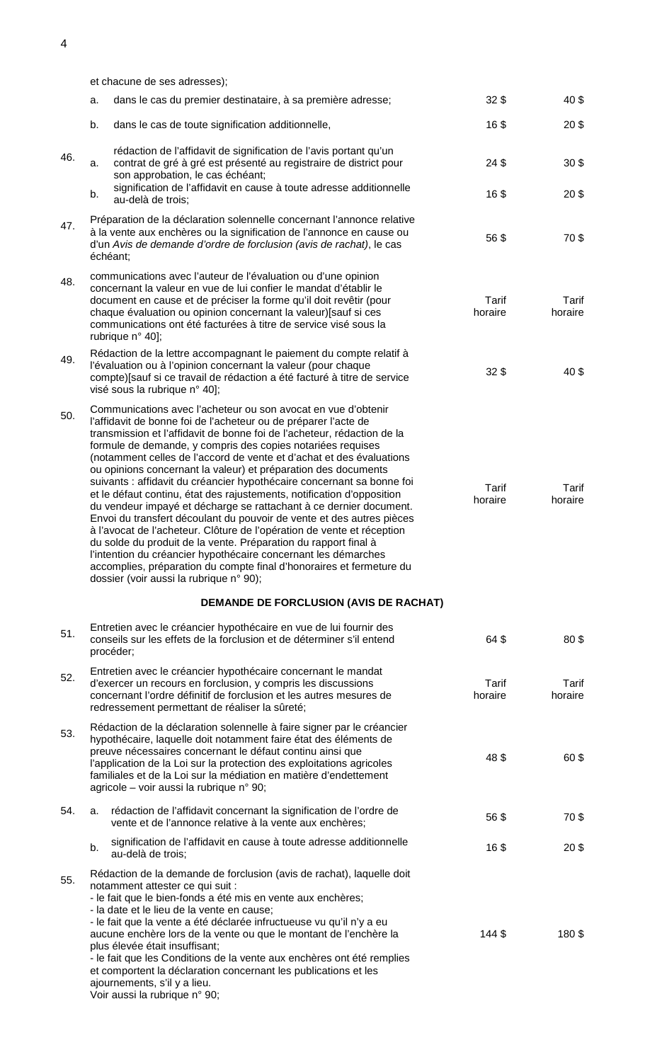| | | | | |
|---|---|---|---|---|
| | | et chacune de ses adresses); | | |
| | a. | dans le cas du premier destinataire, à sa première adresse; | 32 $ | 40 $ |
| | b. | dans le cas de toute signification additionnelle, | 16 $ | 20 $ |
| 46. | a. | rédaction de l'affidavit de signification de l'avis portant qu'un contrat de gré à gré est présenté au registraire de district pour son approbation, le cas échéant; | 24 $ | 30 $ |
| | b. | signification de l'affidavit en cause à toute adresse additionnelle au-delà de trois; | 16 $ | 20 $ |
| 47. | | Préparation de la déclaration solennelle concernant l'annonce relative à la vente aux enchères ou la signification de l'annonce en cause ou d'un *Avis de demande d'ordre de forclusion (avis de rachat)*, le cas échéant; | 56 $ | 70 $ |
| 48. | | communications avec l'auteur de l'évaluation ou d'une opinion concernant la valeur en vue de lui confier le mandat d'établir le document en cause et de préciser la forme qu'il doit revêtir (pour chaque évaluation ou opinion concernant la valeur)[sauf si ces communications ont été facturées à titre de service visé sous la rubrique n° 40]; | Tarif horaire | Tarif horaire |
| 49. | | Rédaction de la lettre accompagnant le paiement du compte relatif à l'évaluation ou à l'opinion concernant la valeur (pour chaque compte)[sauf si ce travail de rédaction a été facturé à titre de service visé sous la rubrique n° 40]; | 32 $ | 40 $ |
| 50. | | Communications avec l'acheteur ou son avocat en vue d'obtenir l'affidavit de bonne foi de l'acheteur ou de préparer l'acte de transmission et l'affidavit de bonne foi de l'acheteur, rédaction de la formule de demande, y compris des copies notariées requises (notamment celles de l'accord de vente et d'achat et des évaluations ou opinions concernant la valeur) et préparation des documents suivants : affidavit du créancier hypothécaire concernant sa bonne foi et le défaut continu, état des rajustements, notification d'opposition du vendeur impayé et décharge se rattachant à ce dernier document. Envoi du transfert découlant du pouvoir de vente et des autres pièces à l'avocat de l'acheteur. Clôture de l'opération de vente et réception du solde du produit de la vente. Préparation du rapport final à l'intention du créancier hypothécaire concernant les démarches accomplies, préparation du compte final d'honoraires et fermeture du dossier (voir aussi la rubrique n° 90); | Tarif horaire | Tarif horaire |
| | | **DEMANDE DE FORCLUSION (AVIS DE RACHAT)** | | |
| 51. | | Entretien avec le créancier hypothécaire en vue de lui fournir des conseils sur les effets de la forclusion et de déterminer s'il entend procéder; | 64 $ | 80 $ |
| 52. | | Entretien avec le créancier hypothécaire concernant le mandat d'exercer un recours en forclusion, y compris les discussions concernant l'ordre définitif de forclusion et les autres mesures de redressement permettant de réaliser la sûreté; | Tarif horaire | Tarif horaire |
| 53. | | Rédaction de la déclaration solennelle à faire signer par le créancier hypothécaire, laquelle doit notamment faire état des éléments de preuve nécessaires concernant le défaut continu ainsi que l'application de la Loi sur la protection des exploitations agricoles familiales et de la Loi sur la médiation en matière d'endettement agricole – voir aussi la rubrique n° 90; | 48 $ | 60 $ |
| 54. | a. | rédaction de l'affidavit concernant la signification de l'ordre de vente et de l'annonce relative à la vente aux enchères; | 56 $ | 70 $ |
| | b. | signification de l'affidavit en cause à toute adresse additionnelle au-delà de trois; | 16 $ | 20 $ |
| 55. | | Rédaction de la demande de forclusion (avis de rachat), laquelle doit notamment attester ce qui suit :<br>- le fait que le bien-fonds a été mis en vente aux enchères;<br>- la date et le lieu de la vente en cause;<br>- le fait que la vente a été déclarée infructueuse vu qu'il n'y a eu aucune enchère lors de la vente ou que le montant de l'enchère la plus élevée était insuffisant;<br>- le fait que les Conditions de la vente aux enchères ont été remplies et comportent la déclaration concernant les publications et les ajournements, s'il y a lieu.<br>Voir aussi la rubrique n° 90; | 144 $ | 180 $ |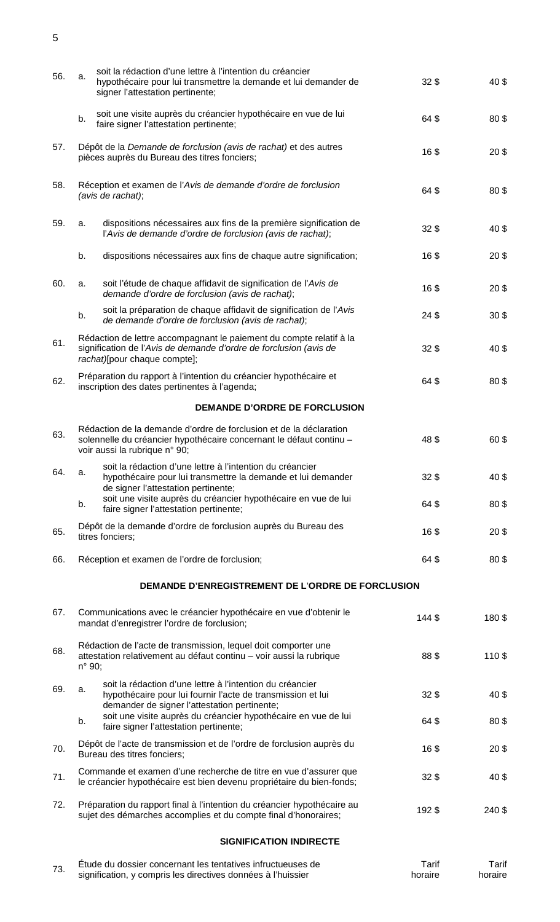| | | | | |
|---|---|---|---|---|
| 56. | a. | soit la rédaction d'une lettre à l'intention du créancier hypothécaire pour lui transmettre la demande et lui demander de signer l'attestation pertinente; | 32 $ | 40 $ |
| | b. | soit une visite auprès du créancier hypothécaire en vue de lui faire signer l'attestation pertinente; | 64 $ | 80 $ |
| 57. | | Dépôt de la *Demande de forclusion (avis de rachat)* et des autres pièces auprès du Bureau des titres fonciers; | 16 $ | 20 $ |
| 58. | | Réception et examen de l'*Avis de demande d'ordre de forclusion (avis de rachat)*; | 64 $ | 80 $ |
| 59. | a. | dispositions nécessaires aux fins de la première signification de l'*Avis de demande d'ordre de forclusion (avis de rachat)*; | 32 $ | 40 $ |
| | b. | dispositions nécessaires aux fins de chaque autre signification; | 16 $ | 20 $ |
| 60. | a. | soit l'étude de chaque affidavit de signification de l'*Avis de demande d'ordre de forclusion (avis de rachat)*; | 16 $ | 20 $ |
| | b. | soit la préparation de chaque affidavit de signification de l'*Avis de demande d'ordre de forclusion (avis de rachat)*; | 24 $ | 30 $ |
| 61. | | Rédaction de lettre accompagnant le paiement du compte relatif à la signification de l'*Avis de demande d'ordre de forclusion (avis de rachat)*[pour chaque compte]; | 32 $ | 40 $ |
| 62. | | Préparation du rapport à l'intention du créancier hypothécaire et inscription des dates pertinentes à l'agenda; | 64 $ | 80 $ |
| | | **DEMANDE D'ORDRE DE FORCLUSION** | | |
| 63. | | Rédaction de la demande d'ordre de forclusion et de la déclaration solennelle du créancier hypothécaire concernant le défaut continu – voir aussi la rubrique n° 90; | 48 $ | 60 $ |
| 64. | a. | soit la rédaction d'une lettre à l'intention du créancier hypothécaire pour lui transmettre la demande et lui demander de signer l'attestation pertinente; | 32 $ | 40 $ |
| | b. | soit une visite auprès du créancier hypothécaire en vue de lui faire signer l'attestation pertinente; | 64 $ | 80 $ |
| 65. | | Dépôt de la demande d'ordre de forclusion auprès du Bureau des titres fonciers; | 16 $ | 20 $ |
| 66. | | Réception et examen de l'ordre de forclusion; | 64 $ | 80 $ |
| | | **DEMANDE D'ENREGISTREMENT DE L'ORDRE DE FORCLUSION** | | |
| 67. | | Communications avec le créancier hypothécaire en vue d'obtenir le mandat d'enregistrer l'ordre de forclusion; | 144 $ | 180 $ |
| 68. | | Rédaction de l'acte de transmission, lequel doit comporter une attestation relativement au défaut continu – voir aussi la rubrique n° 90; | 88 $ | 110 $ |
| 69. | a. | soit la rédaction d'une lettre à l'intention du créancier hypothécaire pour lui fournir l'acte de transmission et lui demander de signer l'attestation pertinente; | 32 $ | 40 $ |
| | b. | soit une visite auprès du créancier hypothécaire en vue de lui faire signer l'attestation pertinente; | 64 $ | 80 $ |
| 70. | | Dépôt de l'acte de transmission et de l'ordre de forclusion auprès du Bureau des titres fonciers; | 16 $ | 20 $ |
| 71. | | Commande et examen d'une recherche de titre en vue d'assurer que le créancier hypothécaire est bien devenu propriétaire du bien-fonds; | 32 $ | 40 $ |
| 72. | | Préparation du rapport final à l'intention du créancier hypothécaire au sujet des démarches accomplies et du compte final d'honoraires; | 192 $ | 240 $ |
| | | **SIGNIFICATION INDIRECTE** | | |
| 73. | | Étude du dossier concernant les tentatives infructueuses de signification, y compris les directives données à l'huissier | Tarif horaire | Tarif horaire |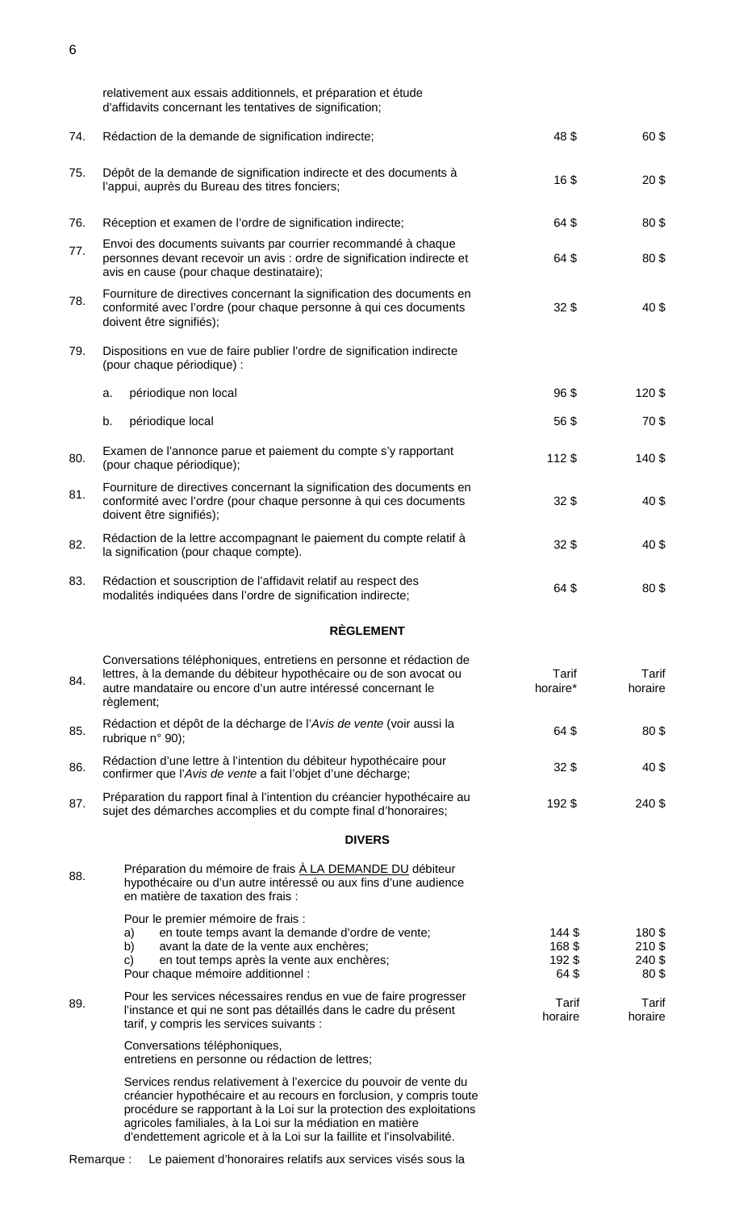| | | | |
|---|---|---|---|
| | relativement aux essais additionnels, et préparation et étude d'affidavits concernant les tentatives de signification; | | |
| 74. | Rédaction de la demande de signification indirecte; | 48 $ | 60 $ |
| 75. | Dépôt de la demande de signification indirecte et des documents à l'appui, auprès du Bureau des titres fonciers; | 16 $ | 20 $ |
| 76. | Réception et examen de l'ordre de signification indirecte; | 64 $ | 80 $ |
| 77. | Envoi des documents suivants par courrier recommandé à chaque personnes devant recevoir un avis : ordre de signification indirecte et avis en cause (pour chaque destinataire); | 64 $ | 80 $ |
| 78. | Fourniture de directives concernant la signification des documents en conformité avec l'ordre (pour chaque personne à qui ces documents doivent être signifiés); | 32 $ | 40 $ |
| 79. | Dispositions en vue de faire publier l'ordre de signification indirecte (pour chaque périodique) : | | |
| | a. périodique non local | 96 $ | 120 $ |
| | b. périodique local | 56 $ | 70 $ |
| 80. | Examen de l'annonce parue et paiement du compte s'y rapportant (pour chaque périodique); | 112 $ | 140 $ |
| 81. | Fourniture de directives concernant la signification des documents en conformité avec l'ordre (pour chaque personne à qui ces documents doivent être signifiés); | 32 $ | 40 $ |
| 82. | Rédaction de la lettre accompagnant le paiement du compte relatif à la signification (pour chaque compte). | 32 $ | 40 $ |
| 83. | Rédaction et souscription de l'affidavit relatif au respect des modalités indiquées dans l'ordre de signification indirecte; | 64 $ | 80 $ |
| | **RÈGLEMENT** | | |
| 84. | Conversations téléphoniques, entretiens en personne et rédaction de lettres, à la demande du débiteur hypothécaire ou de son avocat ou autre mandataire ou encore d'un autre intéressé concernant le règlement; | Tarif horaire* | Tarif horaire |
| 85. | Rédaction et dépôt de la décharge de l'*Avis de vente* (voir aussi la rubrique n° 90); | 64 $ | 80 $ |
| 86. | Rédaction d'une lettre à l'intention du débiteur hypothécaire pour confirmer que l'*Avis de vente* a fait l'objet d'une décharge; | 32 $ | 40 $ |
| 87. | Préparation du rapport final à l'intention du créancier hypothécaire au sujet des démarches accomplies et du compte final d'honoraires; | 192 $ | 240 $ |
| | **DIVERS** | | |
| 88. | Préparation du mémoire de frais À LA DEMANDE DU débiteur hypothécaire ou d'un autre intéressé ou aux fins d'une audience en matière de taxation des frais : | | |
| | Pour le premier mémoire de frais : | | |
| | a) en toute temps avant la demande d'ordre de vente; | 144 $ | 180 $ |
| | b) avant la date de la vente aux enchères; | 168 $ | 210 $ |
| | c) en tout temps après la vente aux enchères; | 192 $ | 240 $ |
| | Pour chaque mémoire additionnel : | 64 $ | 80 $ |
| 89. | Pour les services nécessaires rendus en vue de faire progresser l'instance et qui ne sont pas détaillés dans le cadre du présent tarif, y compris les services suivants : | Tarif horaire | Tarif horaire |
| | Conversations téléphoniques, entretiens en personne ou rédaction de lettres; | | |
| | Services rendus relativement à l'exercice du pouvoir de vente du créancier hypothécaire et au recours en forclusion, y compris toute procédure se rapportant à la Loi sur la protection des exploitations agricoles familiales, à la Loi sur la médiation en matière d'endettement agricole et à la Loi sur la faillite et l'insolvabilité. | | |

Remarque : Le paiement d'honoraires relatifs aux services visés sous la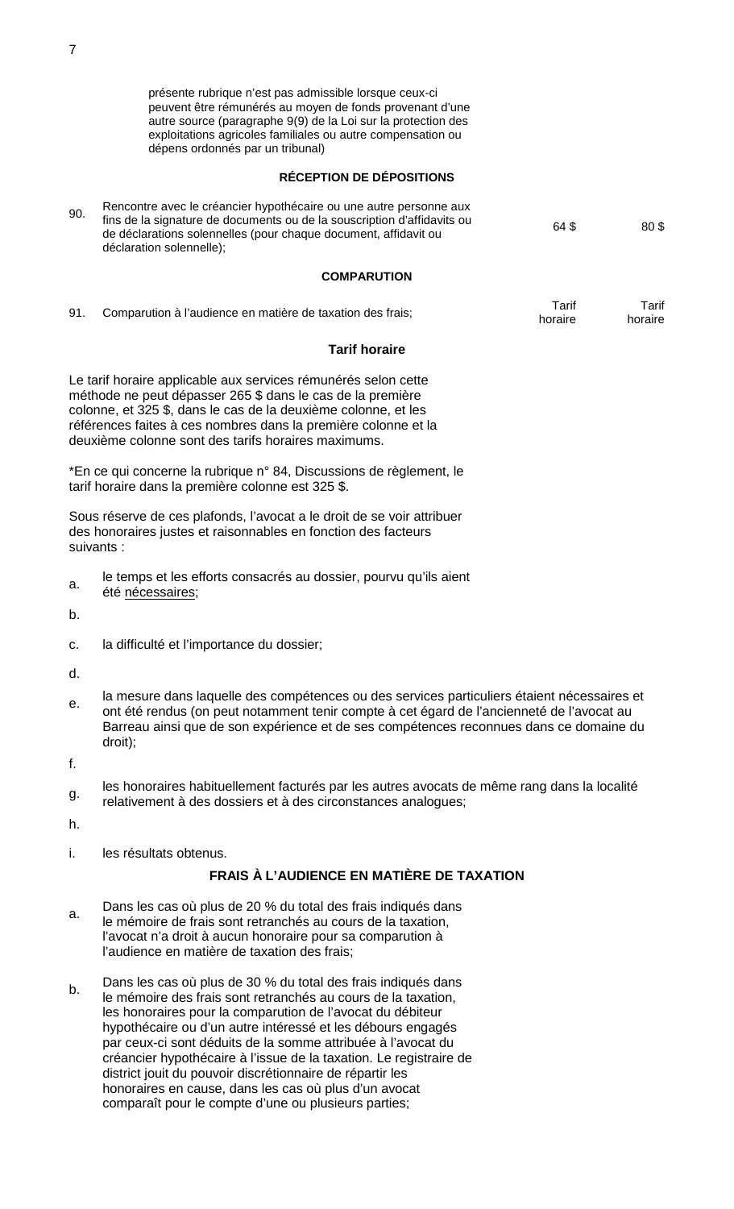présente rubrique n'est pas admissible lorsque ceux-ci peuvent être rémunérés au moyen de fonds provenant d'une autre source (paragraphe 9(9) de la Loi sur la protection des exploitations agricoles familiales ou autre compensation ou dépens ordonnés par un tribunal)

**RÉCEPTION DE DÉPOSITIONS**

| | | | |
|---|---|---|---|
| 90. | Rencontre avec le créancier hypothécaire ou une autre personne aux fins de la signature de documents ou de la souscription d'affidavits ou de déclarations solennelles (pour chaque document, affidavit ou déclaration solennelle); | 64 $ | 80 $ |

**COMPARUTION**

| | | | |
|---|---|---|---|
| 91. | Comparution à l'audience en matière de taxation des frais; | Tarif horaire | Tarif horaire |

**Tarif horaire**

Le tarif horaire applicable aux services rémunérés selon cette méthode ne peut dépasser 265 $ dans le cas de la première colonne, et 325 $, dans le cas de la deuxième colonne, et les références faites à ces nombres dans la première colonne et la deuxième colonne sont des tarifs horaires maximums.

*En ce qui concerne la rubrique n° 84, Discussions de règlement, le tarif horaire dans la première colonne est 325 $.

Sous réserve de ces plafonds, l'avocat a le droit de se voir attribuer des honoraires justes et raisonnables en fonction des facteurs suivants :

a. le temps et les efforts consacrés au dossier, pourvu qu'ils aient été <u>nécessaires</u>;

b.

c. la difficulté et l'importance du dossier;

d.

e. la mesure dans laquelle des compétences ou des services particuliers étaient nécessaires et ont été rendus (on peut notamment tenir compte à cet égard de l'ancienneté de l'avocat au Barreau ainsi que de son expérience et de ses compétences reconnues dans ce domaine du droit);

f.

g. les honoraires habituellement facturés par les autres avocats de même rang dans la localité relativement à des dossiers et à des circonstances analogues;

h.

i. les résultats obtenus.

**FRAIS À L'AUDIENCE EN MATIÈRE DE TAXATION**

a. Dans les cas où plus de 20 % du total des frais indiqués dans le mémoire de frais sont retranchés au cours de la taxation, l'avocat n'a droit à aucun honoraire pour sa comparution à l'audience en matière de taxation des frais;

b. Dans les cas où plus de 30 % du total des frais indiqués dans le mémoire des frais sont retranchés au cours de la taxation, les honoraires pour la comparution de l'avocat du débiteur hypothécaire ou d'un autre intéressé et les débours engagés par ceux-ci sont déduits de la somme attribuée à l'avocat du créancier hypothécaire à l'issue de la taxation. Le registraire de district jouit du pouvoir discrétionnaire de répartir les honoraires en cause, dans les cas où plus d'un avocat comparaît pour le compte d'une ou plusieurs parties;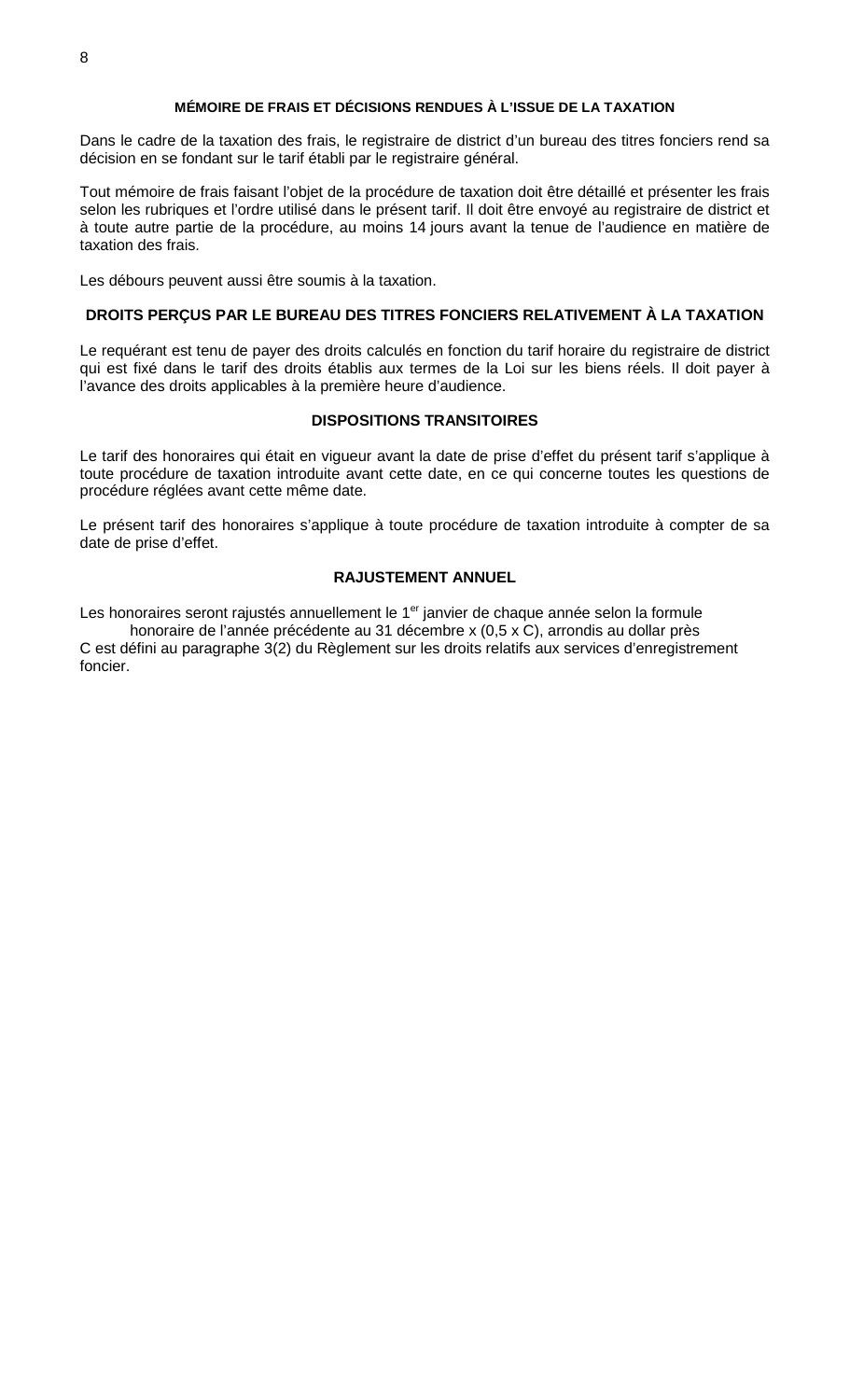### MÉMOIRE DE FRAIS ET DÉCISIONS RENDUES À L'ISSUE DE LA TAXATION

Dans le cadre de la taxation des frais, le registraire de district d'un bureau des titres fonciers rend sa décision en se fondant sur le tarif établi par le registraire général.

Tout mémoire de frais faisant l'objet de la procédure de taxation doit être détaillé et présenter les frais selon les rubriques et l'ordre utilisé dans le présent tarif. Il doit être envoyé au registraire de district et à toute autre partie de la procédure, au moins 14 jours avant la tenue de l'audience en matière de taxation des frais.

Les débours peuvent aussi être soumis à la taxation.

### DROITS PERÇUS PAR LE BUREAU DES TITRES FONCIERS RELATIVEMENT À LA TAXATION

Le requérant est tenu de payer des droits calculés en fonction du tarif horaire du registraire de district qui est fixé dans le tarif des droits établis aux termes de la Loi sur les biens réels. Il doit payer à l'avance des droits applicables à la première heure d'audience.

### DISPOSITIONS TRANSITOIRES

Le tarif des honoraires qui était en vigueur avant la date de prise d'effet du présent tarif s'applique à toute procédure de taxation introduite avant cette date, en ce qui concerne toutes les questions de procédure réglées avant cette même date.

Le présent tarif des honoraires s'applique à toute procédure de taxation introduite à compter de sa date de prise d'effet.

### RAJUSTEMENT ANNUEL

Les honoraires seront rajustés annuellement le 1er janvier de chaque année selon la formule
honoraire de l'année précédente au 31 décembre x (0,5 x C), arrondis au dollar près
C est défini au paragraphe 3(2) du Règlement sur les droits relatifs aux services d'enregistrement foncier.